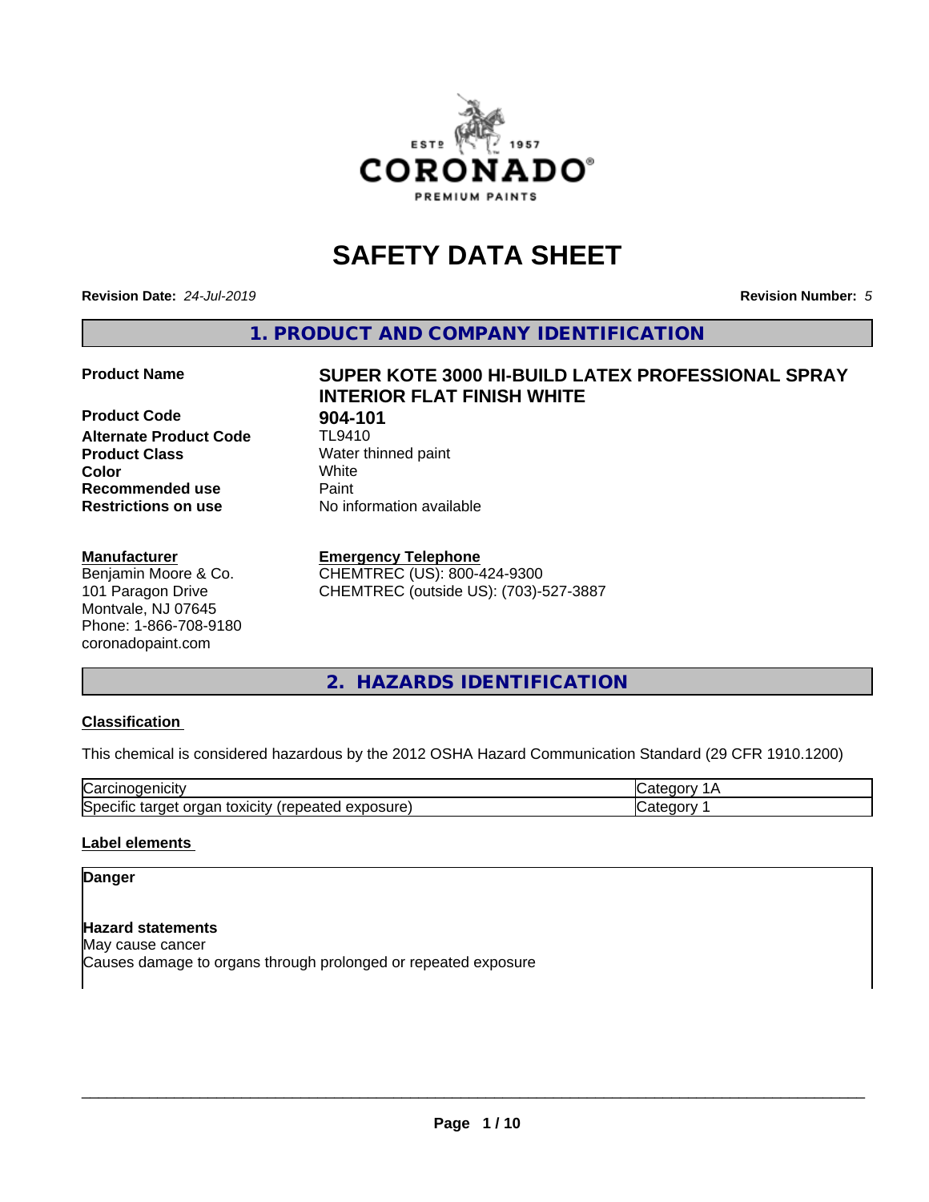# SAFETY DATA SHEET

**Revision Date:** *24-Jul-2019*

**Revision Number:** *5*

## 1. PRODUCT AND COMPANY IDENTIFICATION

| | |
|---|---|
| **Product Name** | **SUPER KOTE 3000 HI-BUILD LATEX PROFESSIONAL SPRAY INTERIOR FLAT FINISH WHITE** |
| **Product Code** | **904-101** |
| **Alternate Product Code** | TL9410 |
| **Product Class** | Water thinned paint |
| **Color** | White |
| **Recommended use** | Paint |
| **Restrictions on use** | No information available |

**Manufacturer**
Benjamin Moore & Co.
101 Paragon Drive
Montvale, NJ 07645
Phone: 1-866-708-9180
coronadopaint.com

**Emergency Telephone**
CHEMTREC (US): 800-424-9300
CHEMTREC (outside US): (703)-527-3887

## 2. HAZARDS IDENTIFICATION

**Classification**

This chemical is considered hazardous by the 2012 OSHA Hazard Communication Standard (29 CFR 1910.1200)

| | |
|---|---|
| Carcinogenicity | Category 1A |
| Specific target organ toxicity (repeated exposure) | Category 1 |

**Label elements**

**Danger**

**Hazard statements**
May cause cancer
Causes damage to organs through prolonged or repeated exposure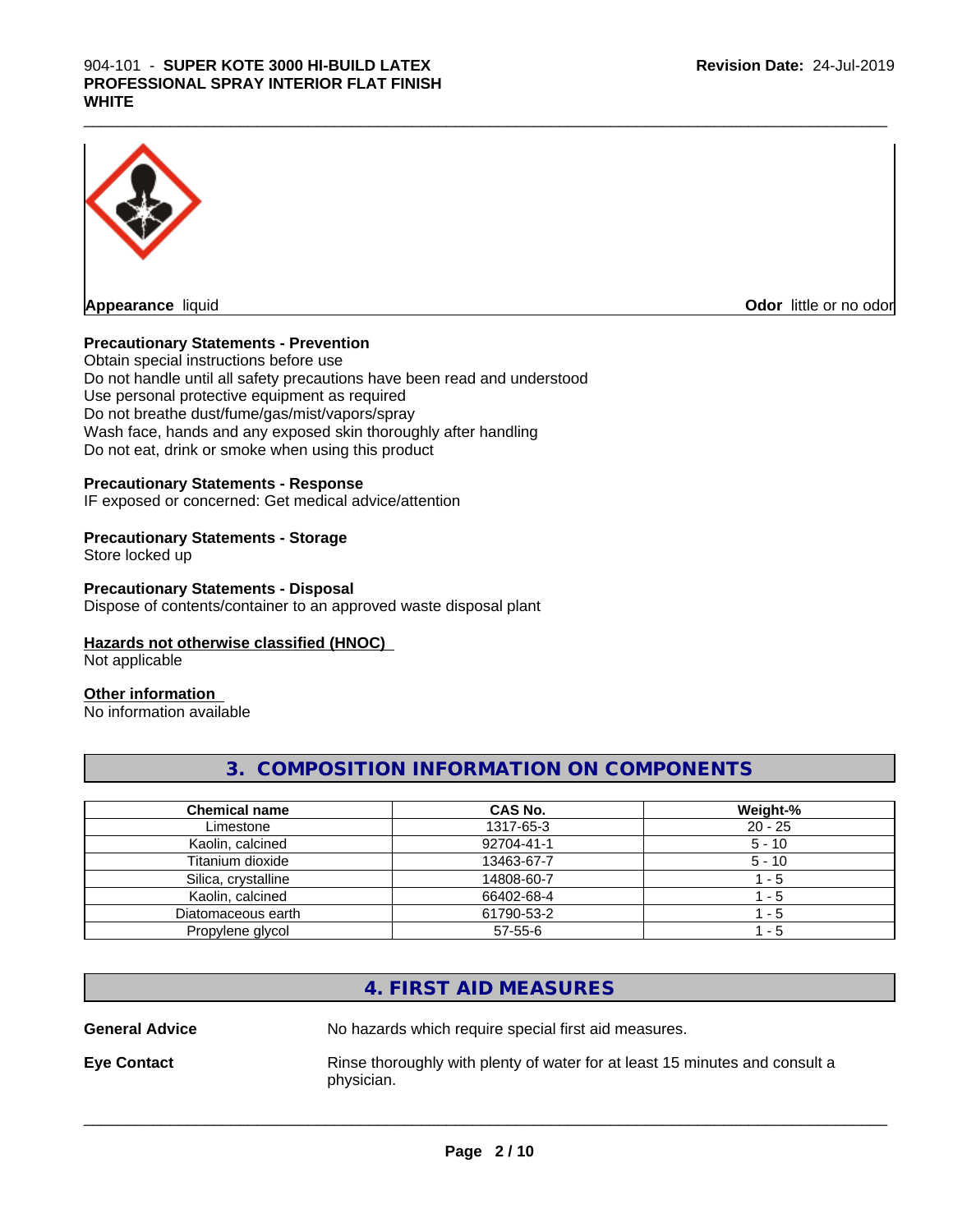**Appearance** liquid

**Odor** little or no odor

**Precautionary Statements - Prevention**

Obtain special instructions before use
Do not handle until all safety precautions have been read and understood
Use personal protective equipment as required
Do not breathe dust/fume/gas/mist/vapors/spray
Wash face, hands and any exposed skin thoroughly after handling
Do not eat, drink or smoke when using this product

**Precautionary Statements - Response**

IF exposed or concerned: Get medical advice/attention

**Precautionary Statements - Storage**

Store locked up

**Precautionary Statements - Disposal**

Dispose of contents/container to an approved waste disposal plant

**Hazards not otherwise classified (HNOC)**

Not applicable

**Other information**

No information available

## 3. COMPOSITION INFORMATION ON COMPONENTS

| Chemical name | CAS No. | Weight-% |
|---|---|---|
| Limestone | 1317-65-3 | 20 - 25 |
| Kaolin, calcined | 92704-41-1 | 5 - 10 |
| Titanium dioxide | 13463-67-7 | 5 - 10 |
| Silica, crystalline | 14808-60-7 | 1 - 5 |
| Kaolin, calcined | 66402-68-4 | 1 - 5 |
| Diatomaceous earth | 61790-53-2 | 1 - 5 |
| Propylene glycol | 57-55-6 | 1 - 5 |

## 4. FIRST AID MEASURES

**General Advice** No hazards which require special first aid measures.

**Eye Contact** Rinse thoroughly with plenty of water for at least 15 minutes and consult a physician.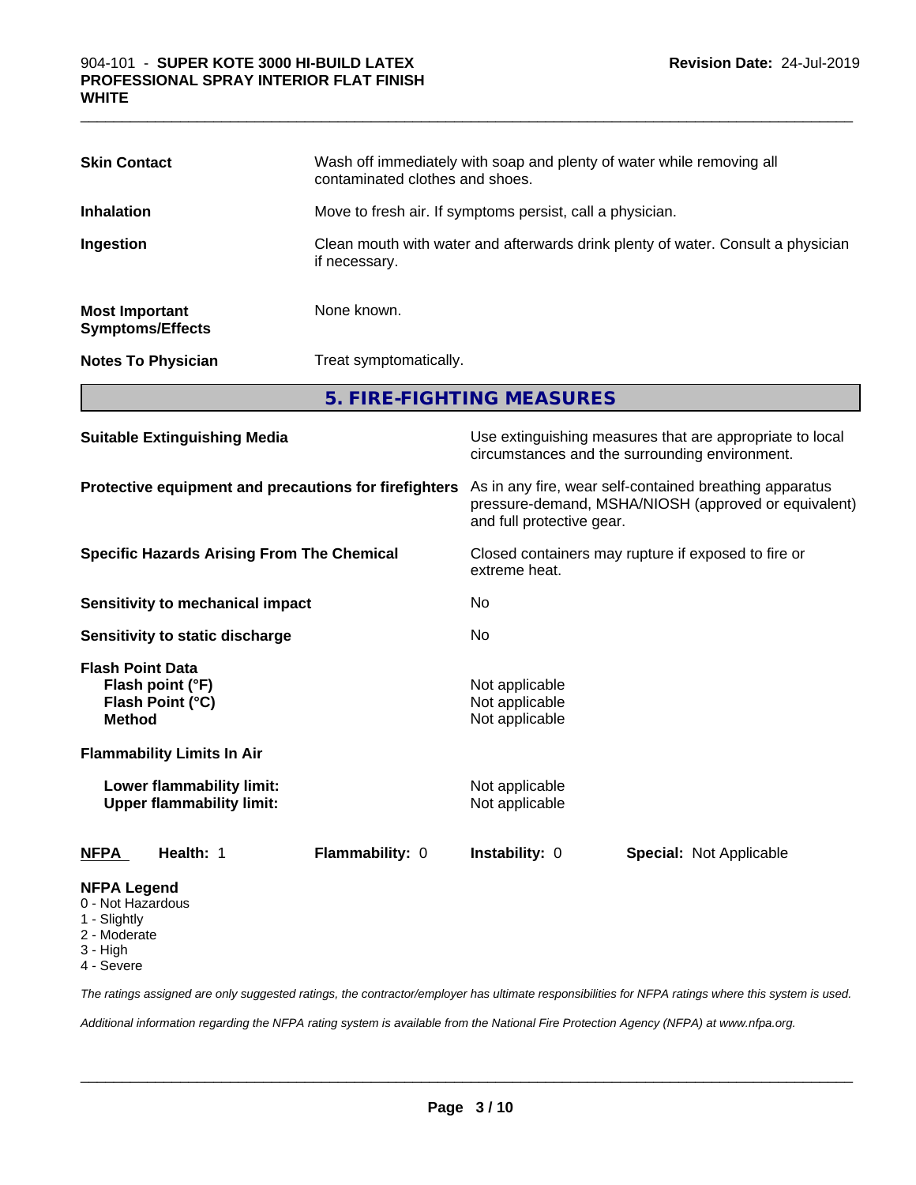| | |
|---|---|
| **Skin Contact** | Wash off immediately with soap and plenty of water while removing all contaminated clothes and shoes. |
| **Inhalation** | Move to fresh air. If symptoms persist, call a physician. |
| **Ingestion** | Clean mouth with water and afterwards drink plenty of water. Consult a physician if necessary. |
| **Most Important Symptoms/Effects** | None known. |
| **Notes To Physician** | Treat symptomatically. |

## 5. FIRE-FIGHTING MEASURES

| | |
|---|---|
| **Suitable Extinguishing Media** | Use extinguishing measures that are appropriate to local circumstances and the surrounding environment. |
| **Protective equipment and precautions for firefighters** | As in any fire, wear self-contained breathing apparatus pressure-demand, MSHA/NIOSH (approved or equivalent) and full protective gear. |
| **Specific Hazards Arising From The Chemical** | Closed containers may rupture if exposed to fire or extreme heat. |
| **Sensitivity to mechanical impact** | No |
| **Sensitivity to static discharge** | No |

**Flash Point Data**

| | |
|---|---|
| **Flash point (°F)** | Not applicable |
| **Flash Point (°C)** | Not applicable |
| **Method** | Not applicable |

**Flammability Limits In Air**

| | |
|---|---|
| **Lower flammability limit:** | Not applicable |
| **Upper flammability limit:** | Not applicable |

| **NFPA** | **Health:** 1 | **Flammability:** 0 | **Instability:** 0 | **Special:** Not Applicable |
|---|---|---|---|---|

**NFPA Legend**
- 0 - Not Hazardous
- 1 - Slightly
- 2 - Moderate
- 3 - High
- 4 - Severe

*The ratings assigned are only suggested ratings, the contractor/employer has ultimate responsibilities for NFPA ratings where this system is used.*

*Additional information regarding the NFPA rating system is available from the National Fire Protection Agency (NFPA) at www.nfpa.org.*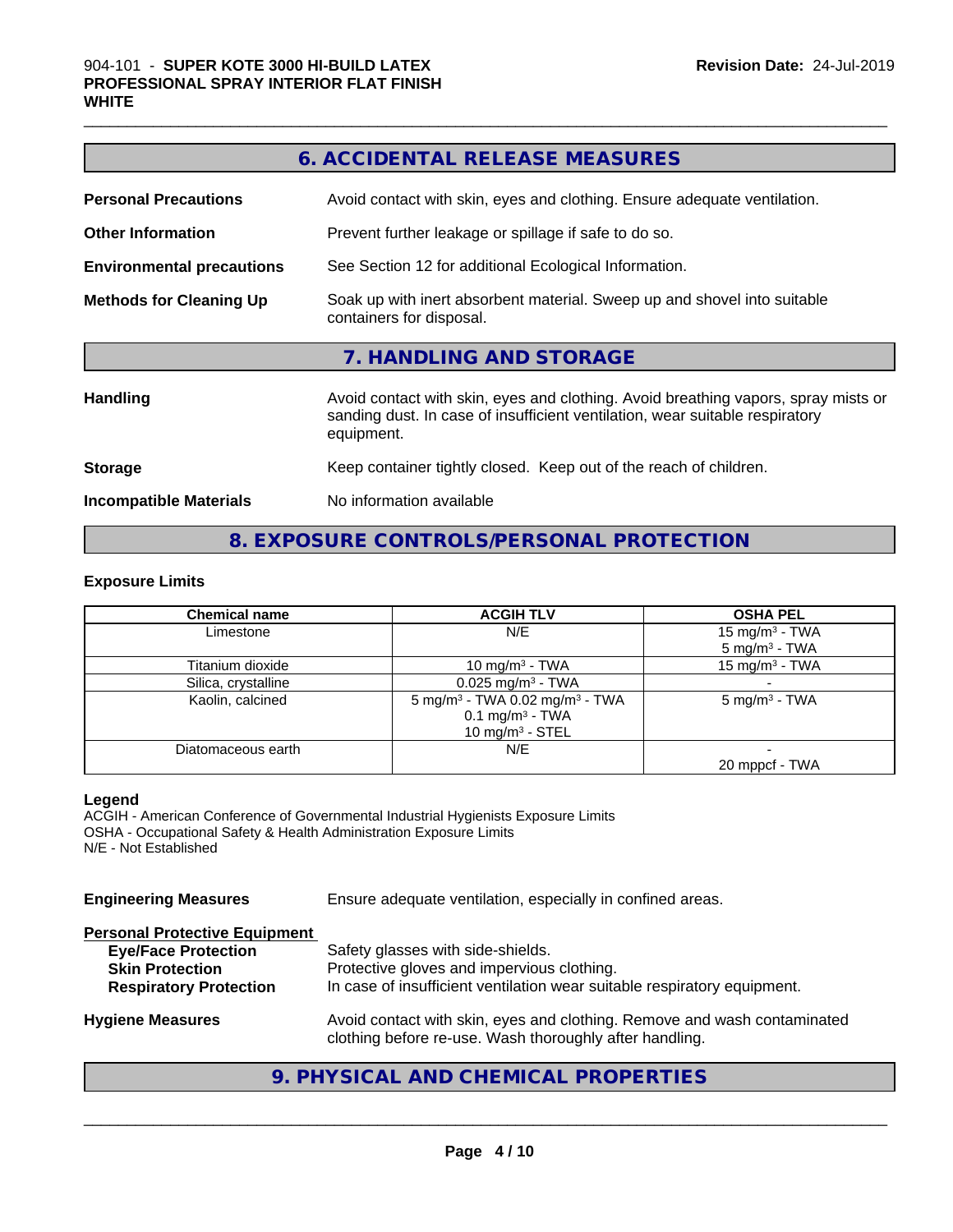## 6. ACCIDENTAL RELEASE MEASURES

**Personal Precautions** Avoid contact with skin, eyes and clothing. Ensure adequate ventilation.

**Other Information** Prevent further leakage or spillage if safe to do so.

**Environmental precautions** See Section 12 for additional Ecological Information.

**Methods for Cleaning Up** Soak up with inert absorbent material. Sweep up and shovel into suitable containers for disposal.

## 7. HANDLING AND STORAGE

**Handling** Avoid contact with skin, eyes and clothing. Avoid breathing vapors, spray mists or sanding dust. In case of insufficient ventilation, wear suitable respiratory equipment.

**Storage** Keep container tightly closed. Keep out of the reach of children.

**Incompatible Materials** No information available

## 8. EXPOSURE CONTROLS/PERSONAL PROTECTION

### Exposure Limits

| Chemical name | ACGIH TLV | OSHA PEL |
|---|---|---|
| Limestone | N/E | 15 mg/m³ - TWA<br>5 mg/m³ - TWA |
| Titanium dioxide | 10 mg/m³ - TWA | 15 mg/m³ - TWA |
| Silica, crystalline | 0.025 mg/m³ - TWA | - |
| Kaolin, calcined | 5 mg/m³ - TWA 0.02 mg/m³ - TWA<br>0.1 mg/m³ - TWA<br>10 mg/m³ - STEL | 5 mg/m³ - TWA |
| Diatomaceous earth | N/E | -<br>20 mppcf - TWA |

**Legend**
ACGIH - American Conference of Governmental Industrial Hygienists Exposure Limits
OSHA - Occupational Safety & Health Administration Exposure Limits
N/E - Not Established

**Engineering Measures** Ensure adequate ventilation, especially in confined areas.

**Personal Protective Equipment**

**Eye/Face Protection** Safety glasses with side-shields.
**Skin Protection** Protective gloves and impervious clothing.
**Respiratory Protection** In case of insufficient ventilation wear suitable respiratory equipment.

**Hygiene Measures** Avoid contact with skin, eyes and clothing. Remove and wash contaminated clothing before re-use. Wash thoroughly after handling.

## 9. PHYSICAL AND CHEMICAL PROPERTIES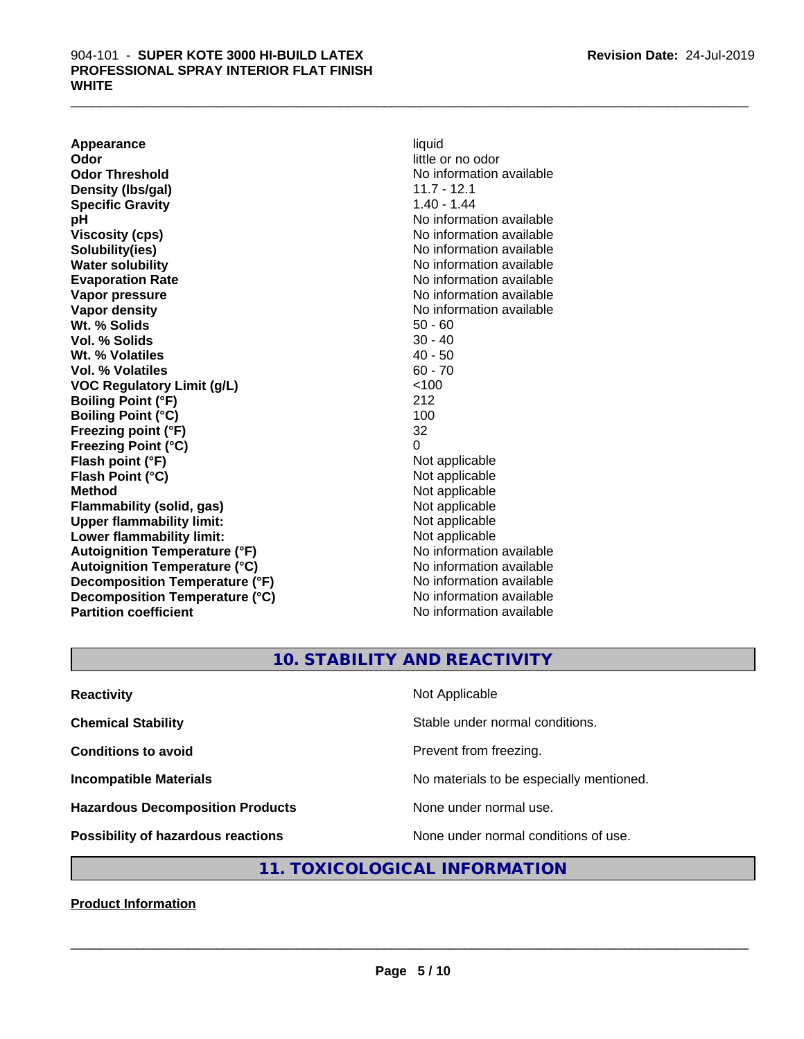| | |
|---|---|
| **Appearance** | liquid |
| **Odor** | little or no odor |
| **Odor Threshold** | No information available |
| **Density (lbs/gal)** | 11.7 - 12.1 |
| **Specific Gravity** | 1.40 - 1.44 |
| **pH** | No information available |
| **Viscosity (cps)** | No information available |
| **Solubility(ies)** | No information available |
| **Water solubility** | No information available |
| **Evaporation Rate** | No information available |
| **Vapor pressure** | No information available |
| **Vapor density** | No information available |
| **Wt. % Solids** | 50 - 60 |
| **Vol. % Solids** | 30 - 40 |
| **Wt. % Volatiles** | 40 - 50 |
| **Vol. % Volatiles** | 60 - 70 |
| **VOC Regulatory Limit (g/L)** | <100 |
| **Boiling Point (°F)** | 212 |
| **Boiling Point (°C)** | 100 |
| **Freezing point (°F)** | 32 |
| **Freezing Point (°C)** | 0 |
| **Flash point (°F)** | Not applicable |
| **Flash Point (°C)** | Not applicable |
| **Method** | Not applicable |
| **Flammability (solid, gas)** | Not applicable |
| **Upper flammability limit:** | Not applicable |
| **Lower flammability limit:** | Not applicable |
| **Autoignition Temperature (°F)** | No information available |
| **Autoignition Temperature (°C)** | No information available |
| **Decomposition Temperature (°F)** | No information available |
| **Decomposition Temperature (°C)** | No information available |
| **Partition coefficient** | No information available |

## 10. STABILITY AND REACTIVITY

| | |
|---|---|
| **Reactivity** | Not Applicable |
| **Chemical Stability** | Stable under normal conditions. |
| **Conditions to avoid** | Prevent from freezing. |
| **Incompatible Materials** | No materials to be especially mentioned. |
| **Hazardous Decomposition Products** | None under normal use. |
| **Possibility of hazardous reactions** | None under normal conditions of use. |

## 11. TOXICOLOGICAL INFORMATION

**Product Information**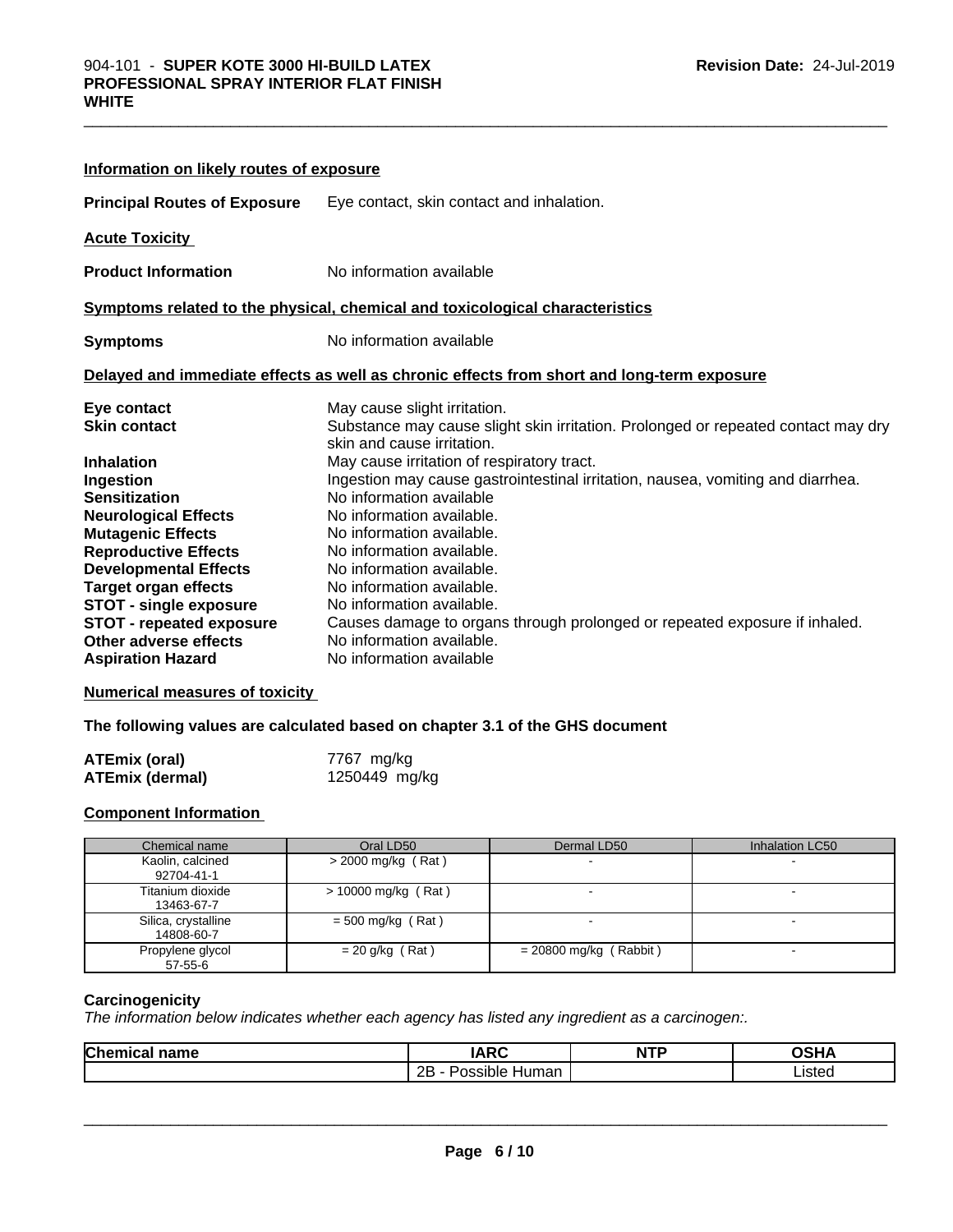### Information on likely routes of exposure

**Principal Routes of Exposure** Eye contact, skin contact and inhalation.

### Acute Toxicity

**Product Information** No information available

### Symptoms related to the physical, chemical and toxicological characteristics

**Symptoms** No information available

### Delayed and immediate effects as well as chronic effects from short and long-term exposure

**Eye contact** May cause slight irritation.
**Skin contact** Substance may cause slight skin irritation. Prolonged or repeated contact may dry skin and cause irritation.
**Inhalation** May cause irritation of respiratory tract.
**Ingestion** Ingestion may cause gastrointestinal irritation, nausea, vomiting and diarrhea.
**Sensitization** No information available
**Neurological Effects** No information available.
**Mutagenic Effects** No information available.
**Reproductive Effects** No information available.
**Developmental Effects** No information available.
**Target organ effects** No information available.
**STOT - single exposure** No information available.
**STOT - repeated exposure** Causes damage to organs through prolonged or repeated exposure if inhaled.
**Other adverse effects** No information available.
**Aspiration Hazard** No information available

### Numerical measures of toxicity

**The following values are calculated based on chapter 3.1 of the GHS document**

**ATEmix (oral)** 7767 mg/kg
**ATEmix (dermal)** 1250449 mg/kg

### Component Information

| Chemical name | Oral LD50 | Dermal LD50 | Inhalation LC50 |
|---|---|---|---|
| Kaolin, calcined 92704-41-1 | > 2000 mg/kg ( Rat ) | - | - |
| Titanium dioxide 13463-67-7 | > 10000 mg/kg ( Rat ) | - | - |
| Silica, crystalline 14808-60-7 | = 500 mg/kg ( Rat ) | - | - |
| Propylene glycol 57-55-6 | = 20 g/kg ( Rat ) | = 20800 mg/kg ( Rabbit ) | - |

### Carcinogenicity

*The information below indicates whether each agency has listed any ingredient as a carcinogen:.*

| Chemical name | IARC | NTP | OSHA |
|---|---|---|---|
| | 2B - Possible Human | | Listed |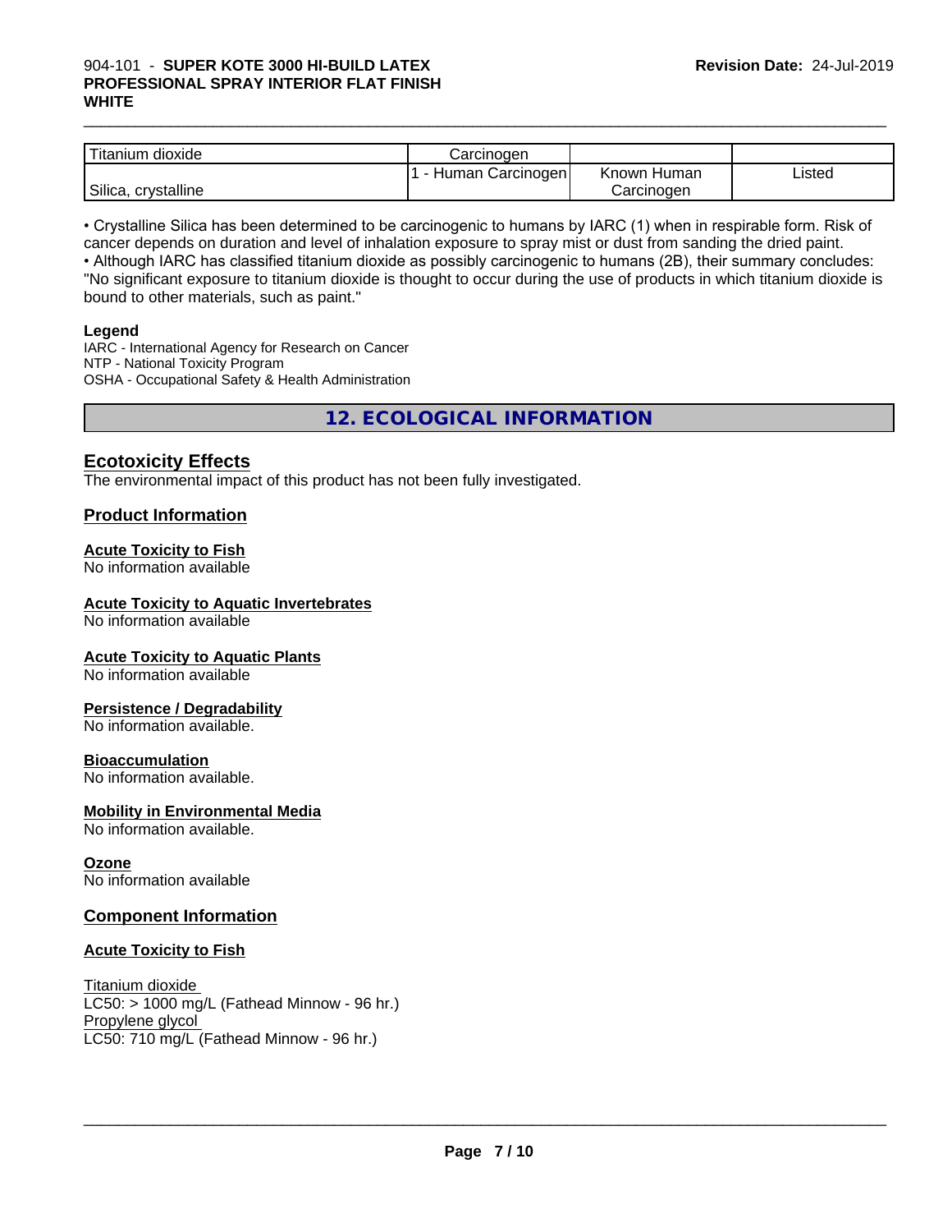| Titanium dioxide | Carcinogen | | |
|---|---|---|---|
| Silica, crystalline | 1 - Human Carcinogen | Known Human Carcinogen | Listed |

• Crystalline Silica has been determined to be carcinogenic to humans by IARC (1) when in respirable form. Risk of cancer depends on duration and level of inhalation exposure to spray mist or dust from sanding the dried paint.
• Although IARC has classified titanium dioxide as possibly carcinogenic to humans (2B), their summary concludes: "No significant exposure to titanium dioxide is thought to occur during the use of products in which titanium dioxide is bound to other materials, such as paint."

**Legend**

IARC - International Agency for Research on Cancer
NTP - National Toxicity Program
OSHA - Occupational Safety & Health Administration

# 12. ECOLOGICAL INFORMATION

## Ecotoxicity Effects

The environmental impact of this product has not been fully investigated.

## Product Information

### Acute Toxicity to Fish

No information available

### Acute Toxicity to Aquatic Invertebrates

No information available

### Acute Toxicity to Aquatic Plants

No information available

### Persistence / Degradability

No information available.

### Bioaccumulation

No information available.

### Mobility in Environmental Media

No information available.

### Ozone

No information available

## Component Information

### Acute Toxicity to Fish

Titanium dioxide
LC50: > 1000 mg/L (Fathead Minnow - 96 hr.)
Propylene glycol
LC50: 710 mg/L (Fathead Minnow - 96 hr.)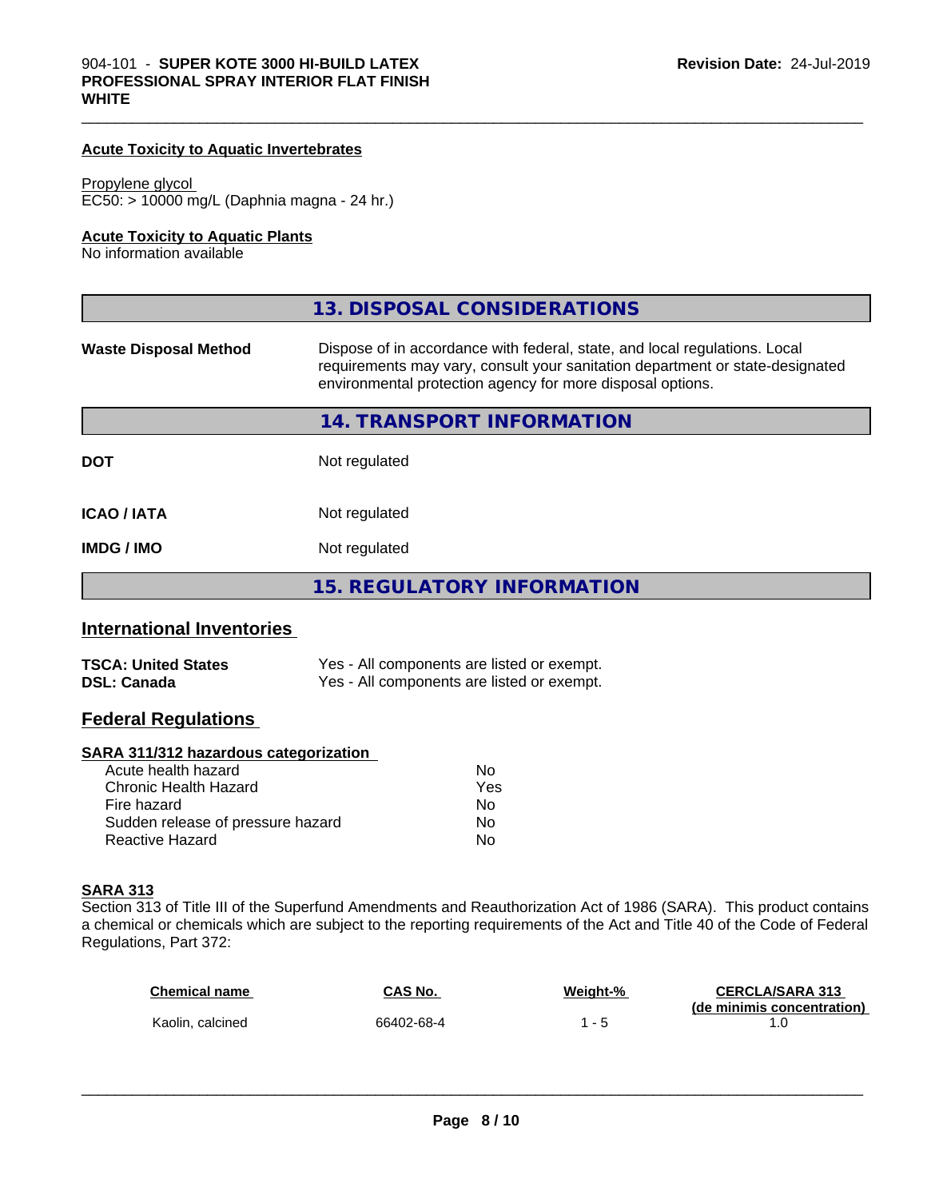#### Acute Toxicity to Aquatic Invertebrates

Propylene glycol
EC50: > 10000 mg/L (Daphnia magna - 24 hr.)

#### Acute Toxicity to Aquatic Plants

No information available

## 13. DISPOSAL CONSIDERATIONS

**Waste Disposal Method** Dispose of in accordance with federal, state, and local regulations. Local requirements may vary, consult your sanitation department or state-designated environmental protection agency for more disposal options.

## 14. TRANSPORT INFORMATION

| | |
|---|---|
| **DOT** | Not regulated |
| **ICAO / IATA** | Not regulated |
| **IMDG / IMO** | Not regulated |

## 15. REGULATORY INFORMATION

### International Inventories

| | |
|---|---|
| **TSCA: United States** | Yes - All components are listed or exempt. |
| **DSL: Canada** | Yes - All components are listed or exempt. |

### Federal Regulations

#### SARA 311/312 hazardous categorization

| | |
|---|---|
| Acute health hazard | No |
| Chronic Health Hazard | Yes |
| Fire hazard | No |
| Sudden release of pressure hazard | No |
| Reactive Hazard | No |

#### SARA 313

Section 313 of Title III of the Superfund Amendments and Reauthorization Act of 1986 (SARA). This product contains a chemical or chemicals which are subject to the reporting requirements of the Act and Title 40 of the Code of Federal Regulations, Part 372:

| Chemical name | CAS No. | Weight-% | CERCLA/SARA 313 (de minimis concentration) |
|---|---|---|---|
| Kaolin, calcined | 66402-68-4 | 1 - 5 | 1.0 |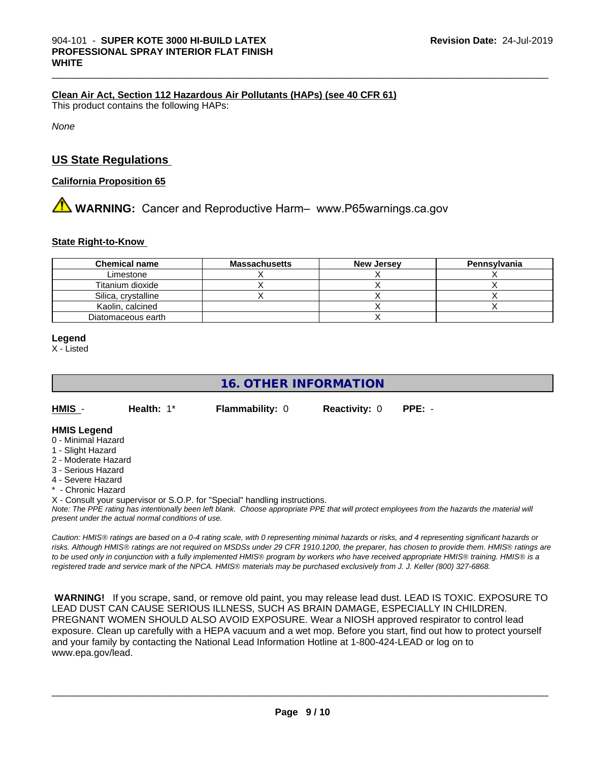**Clean Air Act, Section 112 Hazardous Air Pollutants (HAPs) (see 40 CFR 61)**
This product contains the following HAPs:

*None*

## US State Regulations

**California Proposition 65**

⚠ **WARNING:** Cancer and Reproductive Harm– www.P65warnings.ca.gov

**State Right-to-Know**

| Chemical name | Massachusetts | New Jersey | Pennsylvania |
|---|---|---|---|
| Limestone | X | X | X |
| Titanium dioxide | X | X | X |
| Silica, crystalline | X | X | X |
| Kaolin, calcined | | X | X |
| Diatomaceous earth | | X | |

**Legend**
X - Listed

## 16. OTHER INFORMATION

**HMIS** - **Health:** 1* **Flammability:** 0 **Reactivity:** 0 **PPE:** -

**HMIS Legend**
0 - Minimal Hazard
1 - Slight Hazard
2 - Moderate Hazard
3 - Serious Hazard
4 - Severe Hazard
* - Chronic Hazard
X - Consult your supervisor or S.O.P. for "Special" handling instructions.
*Note: The PPE rating has intentionally been left blank. Choose appropriate PPE that will protect employees from the hazards the material will present under the actual normal conditions of use.*

*Caution: HMIS® ratings are based on a 0-4 rating scale, with 0 representing minimal hazards or risks, and 4 representing significant hazards or risks. Although HMIS® ratings are not required on MSDSs under 29 CFR 1910.1200, the preparer, has chosen to provide them. HMIS® ratings are to be used only in conjunction with a fully implemented HMIS® program by workers who have received appropriate HMIS® training. HMIS® is a registered trade and service mark of the NPCA. HMIS® materials may be purchased exclusively from J. J. Keller (800) 327-6868.*

**WARNING!** If you scrape, sand, or remove old paint, you may release lead dust. LEAD IS TOXIC. EXPOSURE TO LEAD DUST CAN CAUSE SERIOUS ILLNESS, SUCH AS BRAIN DAMAGE, ESPECIALLY IN CHILDREN. PREGNANT WOMEN SHOULD ALSO AVOID EXPOSURE. Wear a NIOSH approved respirator to control lead exposure. Clean up carefully with a HEPA vacuum and a wet mop. Before you start, find out how to protect yourself and your family by contacting the National Lead Information Hotline at 1-800-424-LEAD or log on to www.epa.gov/lead.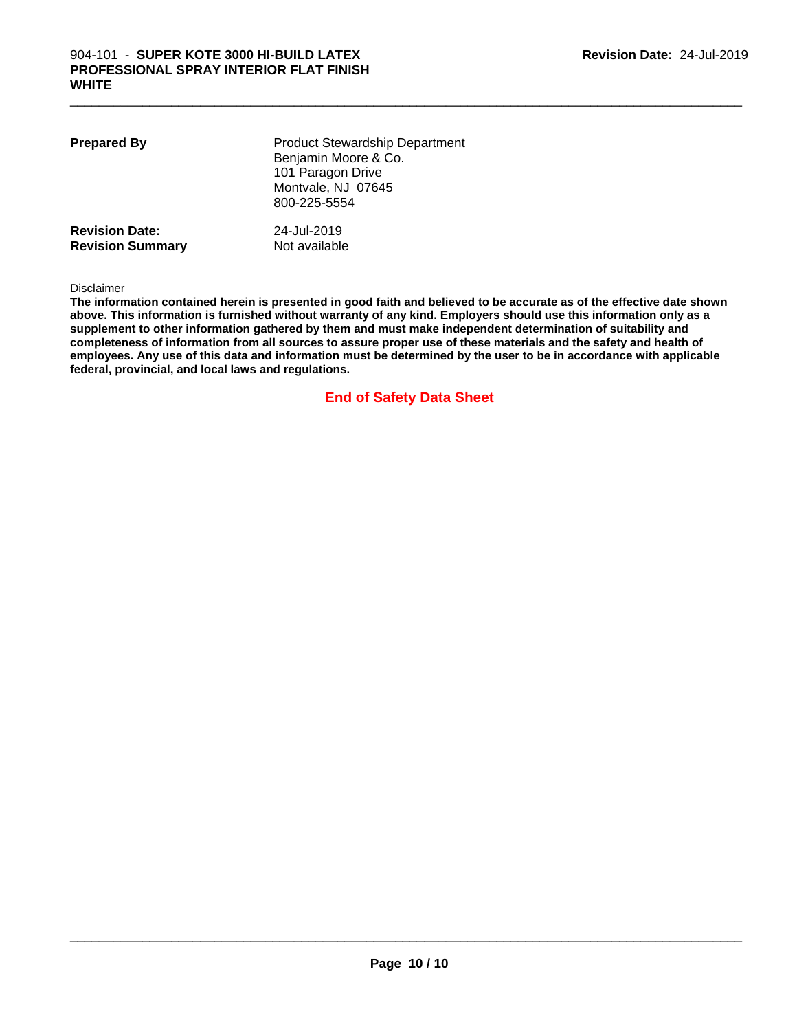| | |
|---|---|
| **Prepared By** | Product Stewardship Department<br>Benjamin Moore & Co.<br>101 Paragon Drive<br>Montvale, NJ 07645<br>800-225-5554 |
| **Revision Date:** | 24-Jul-2019 |
| **Revision Summary** | Not available |

Disclaimer

**The information contained herein is presented in good faith and believed to be accurate as of the effective date shown above. This information is furnished without warranty of any kind. Employers should use this information only as a supplement to other information gathered by them and must make independent determination of suitability and completeness of information from all sources to assure proper use of these materials and the safety and health of employees. Any use of this data and information must be determined by the user to be in accordance with applicable federal, provincial, and local laws and regulations.**

**End of Safety Data Sheet**